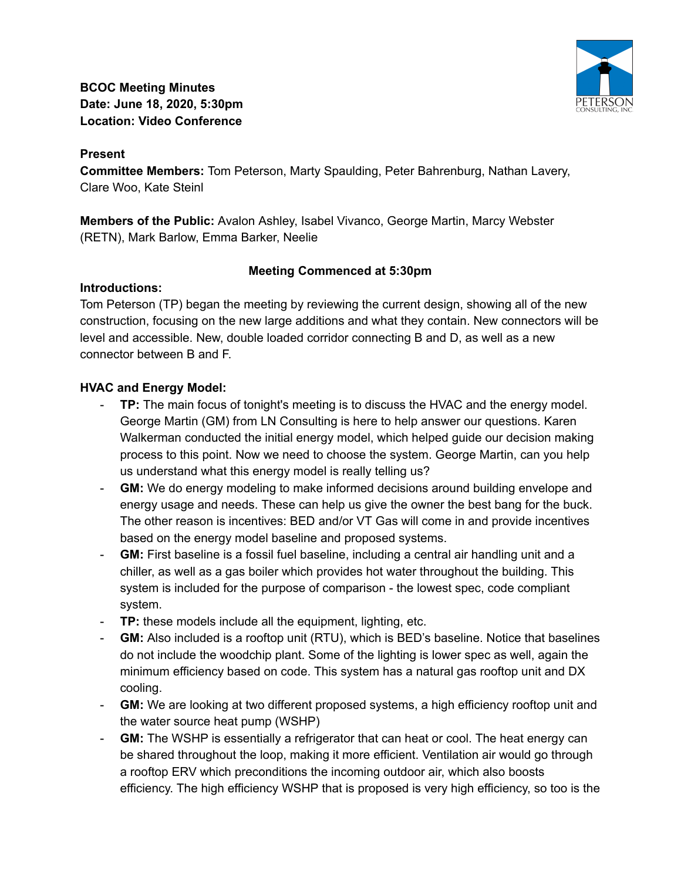**BCOC Meeting Minutes**
**Date: June 18, 2020, 5:30pm**
**Location: Video Conference**

**Present**
**Committee Members:** Tom Peterson, Marty Spaulding, Peter Bahrenburg, Nathan Lavery, Clare Woo, Kate Steinl

**Members of the Public:** Avalon Ashley, Isabel Vivanco, George Martin, Marcy Webster (RETN), Mark Barlow, Emma Barker, Neelie

**Meeting Commenced at 5:30pm**

**Introductions:**
Tom Peterson (TP) began the meeting by reviewing the current design, showing all of the new construction, focusing on the new large additions and what they contain. New connectors will be level and accessible. New, double loaded corridor connecting B and D, as well as a new connector between B and F.

**HVAC and Energy Model:**

- **TP:** The main focus of tonight's meeting is to discuss the HVAC and the energy model. George Martin (GM) from LN Consulting is here to help answer our questions. Karen Walkerman conducted the initial energy model, which helped guide our decision making process to this point. Now we need to choose the system. George Martin, can you help us understand what this energy model is really telling us?
- **GM:** We do energy modeling to make informed decisions around building envelope and energy usage and needs. These can help us give the owner the best bang for the buck. The other reason is incentives: BED and/or VT Gas will come in and provide incentives based on the energy model baseline and proposed systems.
- **GM:** First baseline is a fossil fuel baseline, including a central air handling unit and a chiller, as well as a gas boiler which provides hot water throughout the building. This system is included for the purpose of comparison - the lowest spec, code compliant system.
- **TP:** these models include all the equipment, lighting, etc.
- **GM:** Also included is a rooftop unit (RTU), which is BED's baseline. Notice that baselines do not include the woodchip plant. Some of the lighting is lower spec as well, again the minimum efficiency based on code. This system has a natural gas rooftop unit and DX cooling.
- **GM:** We are looking at two different proposed systems, a high efficiency rooftop unit and the water source heat pump (WSHP)
- **GM:** The WSHP is essentially a refrigerator that can heat or cool. The heat energy can be shared throughout the loop, making it more efficient. Ventilation air would go through a rooftop ERV which preconditions the incoming outdoor air, which also boosts efficiency. The high efficiency WSHP that is proposed is very high efficiency, so too is the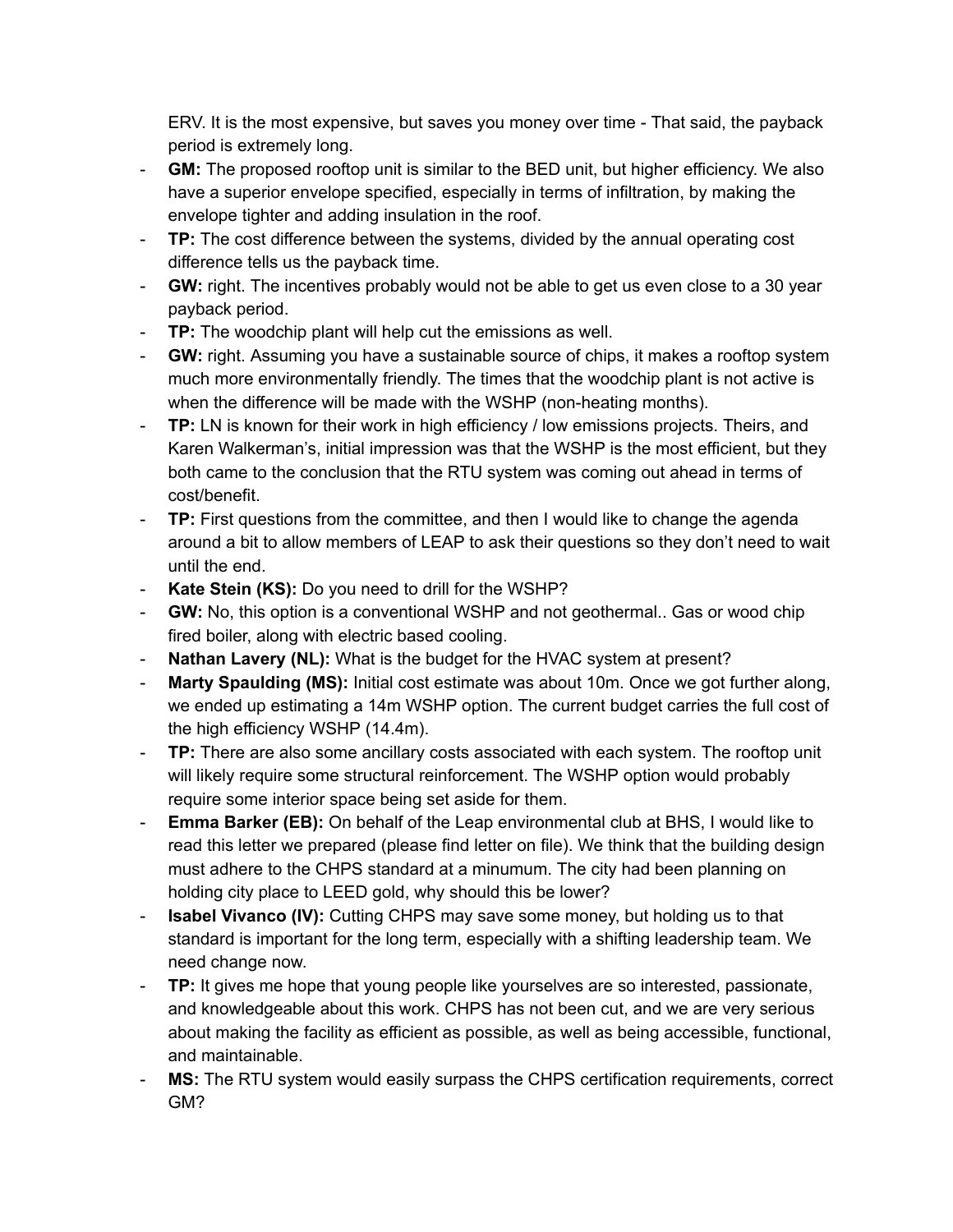ERV. It is the most expensive, but saves you money over time - That said, the payback period is extremely long.

- **GM:** The proposed rooftop unit is similar to the BED unit, but higher efficiency. We also have a superior envelope specified, especially in terms of infiltration, by making the envelope tighter and adding insulation in the roof.
- **TP:** The cost difference between the systems, divided by the annual operating cost difference tells us the payback time.
- **GW:** right. The incentives probably would not be able to get us even close to a 30 year payback period.
- **TP:** The woodchip plant will help cut the emissions as well.
- **GW:** right. Assuming you have a sustainable source of chips, it makes a rooftop system much more environmentally friendly. The times that the woodchip plant is not active is when the difference will be made with the WSHP (non-heating months).
- **TP:** LN is known for their work in high efficiency / low emissions projects. Theirs, and Karen Walkerman's, initial impression was that the WSHP is the most efficient, but they both came to the conclusion that the RTU system was coming out ahead in terms of cost/benefit.
- **TP:** First questions from the committee, and then I would like to change the agenda around a bit to allow members of LEAP to ask their questions so they don't need to wait until the end.
- **Kate Stein (KS):** Do you need to drill for the WSHP?
- **GW:** No, this option is a conventional WSHP and not geothermal.. Gas or wood chip fired boiler, along with electric based cooling.
- **Nathan Lavery (NL):** What is the budget for the HVAC system at present?
- **Marty Spaulding (MS):** Initial cost estimate was about 10m. Once we got further along, we ended up estimating a 14m WSHP option. The current budget carries the full cost of the high efficiency WSHP (14.4m).
- **TP:** There are also some ancillary costs associated with each system. The rooftop unit will likely require some structural reinforcement. The WSHP option would probably require some interior space being set aside for them.
- **Emma Barker (EB):** On behalf of the Leap environmental club at BHS, I would like to read this letter we prepared (please find letter on file). We think that the building design must adhere to the CHPS standard at a minumum. The city had been planning on holding city place to LEED gold, why should this be lower?
- **Isabel Vivanco (IV):** Cutting CHPS may save some money, but holding us to that standard is important for the long term, especially with a shifting leadership team. We need change now.
- **TP:** It gives me hope that young people like yourselves are so interested, passionate, and knowledgeable about this work. CHPS has not been cut, and we are very serious about making the facility as efficient as possible, as well as being accessible, functional, and maintainable.
- **MS:** The RTU system would easily surpass the CHPS certification requirements, correct GM?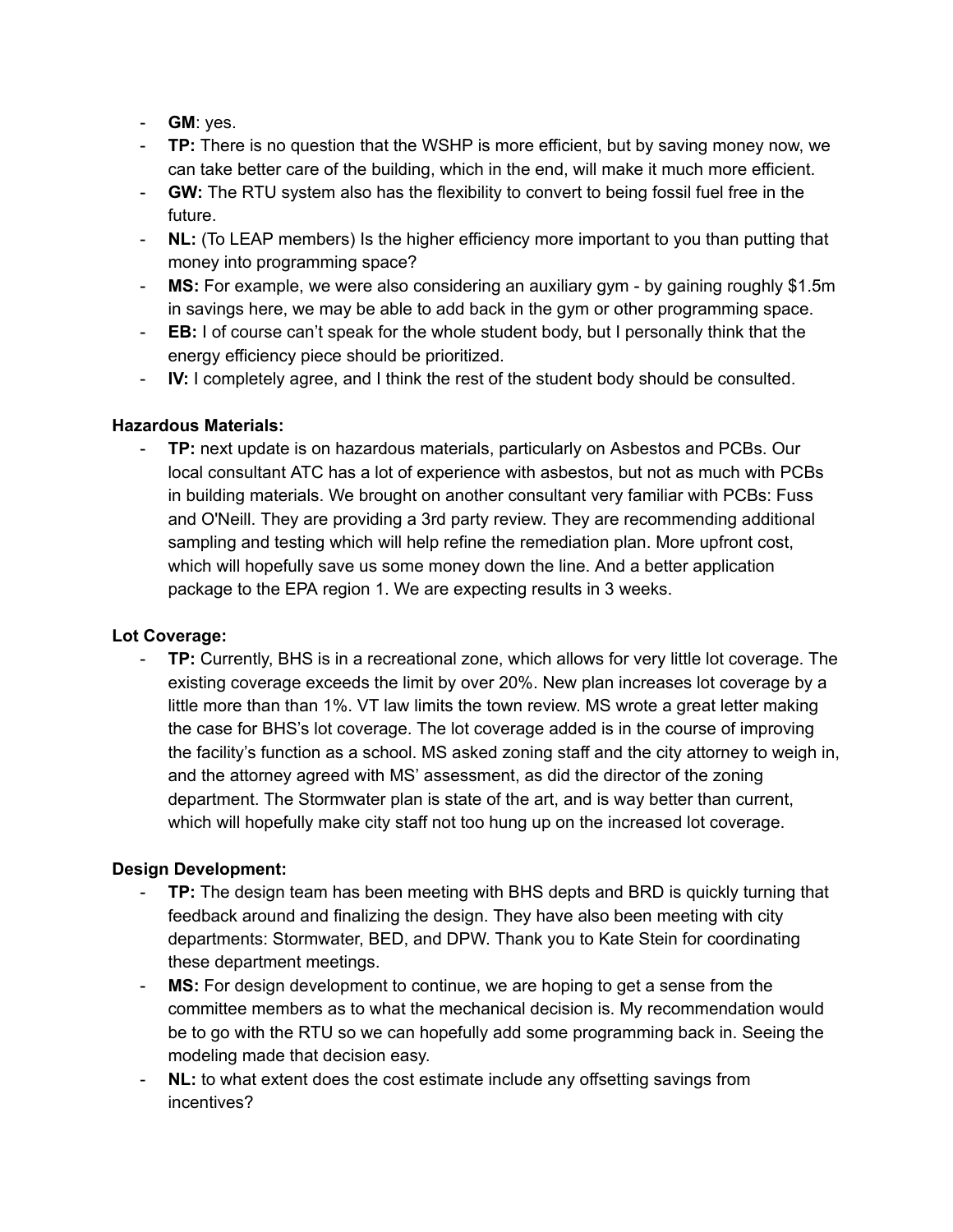- **GM**: yes.
- **TP:** There is no question that the WSHP is more efficient, but by saving money now, we can take better care of the building, which in the end, will make it much more efficient.
- **GW:** The RTU system also has the flexibility to convert to being fossil fuel free in the future.
- **NL:** (To LEAP members) Is the higher efficiency more important to you than putting that money into programming space?
- **MS:** For example, we were also considering an auxiliary gym - by gaining roughly $1.5m in savings here, we may be able to add back in the gym or other programming space.
- **EB:** I of course can't speak for the whole student body, but I personally think that the energy efficiency piece should be prioritized.
- **IV:** I completely agree, and I think the rest of the student body should be consulted.

**Hazardous Materials:**

- **TP:** next update is on hazardous materials, particularly on Asbestos and PCBs. Our local consultant ATC has a lot of experience with asbestos, but not as much with PCBs in building materials. We brought on another consultant very familiar with PCBs: Fuss and O'Neill. They are providing a 3rd party review. They are recommending additional sampling and testing which will help refine the remediation plan. More upfront cost, which will hopefully save us some money down the line. And a better application package to the EPA region 1. We are expecting results in 3 weeks.

**Lot Coverage:**

- **TP:** Currently, BHS is in a recreational zone, which allows for very little lot coverage. The existing coverage exceeds the limit by over 20%. New plan increases lot coverage by a little more than than 1%. VT law limits the town review. MS wrote a great letter making the case for BHS's lot coverage. The lot coverage added is in the course of improving the facility's function as a school. MS asked zoning staff and the city attorney to weigh in, and the attorney agreed with MS' assessment, as did the director of the zoning department. The Stormwater plan is state of the art, and is way better than current, which will hopefully make city staff not too hung up on the increased lot coverage.

**Design Development:**

- **TP:** The design team has been meeting with BHS depts and BRD is quickly turning that feedback around and finalizing the design. They have also been meeting with city departments: Stormwater, BED, and DPW. Thank you to Kate Stein for coordinating these department meetings.
- **MS:** For design development to continue, we are hoping to get a sense from the committee members as to what the mechanical decision is. My recommendation would be to go with the RTU so we can hopefully add some programming back in. Seeing the modeling made that decision easy.
- **NL:** to what extent does the cost estimate include any offsetting savings from incentives?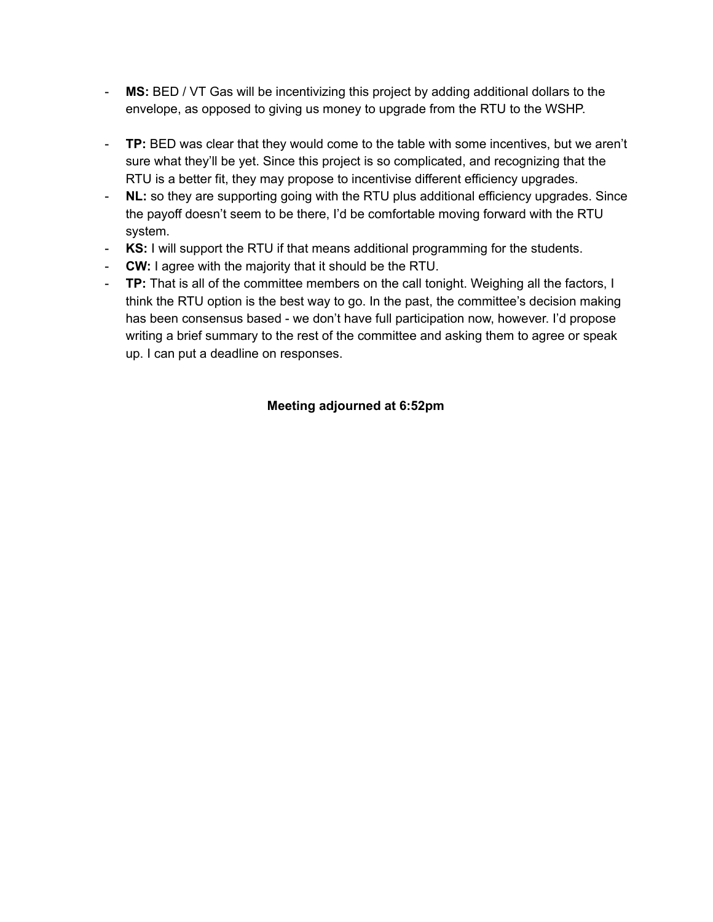- **MS:** BED / VT Gas will be incentivizing this project by adding additional dollars to the envelope, as opposed to giving us money to upgrade from the RTU to the WSHP.

- **TP:** BED was clear that they would come to the table with some incentives, but we aren't sure what they'll be yet. Since this project is so complicated, and recognizing that the RTU is a better fit, they may propose to incentivise different efficiency upgrades.
- **NL:** so they are supporting going with the RTU plus additional efficiency upgrades. Since the payoff doesn't seem to be there, I'd be comfortable moving forward with the RTU system.
- **KS:** I will support the RTU if that means additional programming for the students.
- **CW:** I agree with the majority that it should be the RTU.
- **TP:** That is all of the committee members on the call tonight. Weighing all the factors, I think the RTU option is the best way to go. In the past, the committee's decision making has been consensus based - we don't have full participation now, however. I'd propose writing a brief summary to the rest of the committee and asking them to agree or speak up. I can put a deadline on responses.

**Meeting adjourned at 6:52pm**